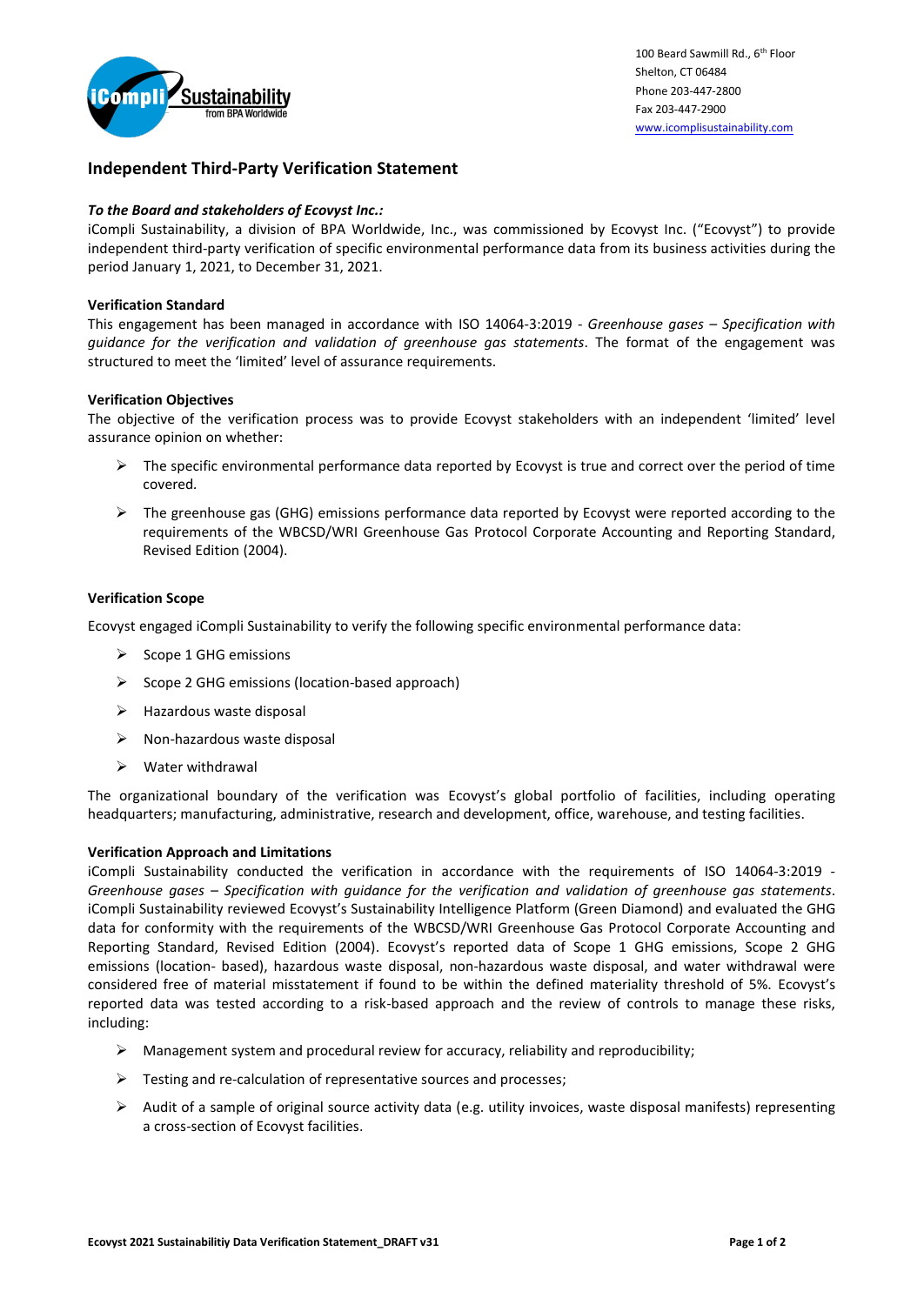100 Beard Sawmill Rd., 6th Floor
Shelton, CT 06484
Phone 203-447-2800
Fax 203-447-2900
www.icomplisustainability.com

## Independent Third-Party Verification Statement

***To the Board and stakeholders of Ecovyst Inc.:***

iCompli Sustainability, a division of BPA Worldwide, Inc., was commissioned by Ecovyst Inc. ("Ecovyst") to provide independent third-party verification of specific environmental performance data from its business activities during the period January 1, 2021, to December 31, 2021.

**Verification Standard**

This engagement has been managed in accordance with ISO 14064-3:2019 - *Greenhouse gases – Specification with guidance for the verification and validation of greenhouse gas statements*. The format of the engagement was structured to meet the 'limited' level of assurance requirements.

**Verification Objectives**

The objective of the verification process was to provide Ecovyst stakeholders with an independent 'limited' level assurance opinion on whether:

- The specific environmental performance data reported by Ecovyst is true and correct over the period of time covered.
- The greenhouse gas (GHG) emissions performance data reported by Ecovyst were reported according to the requirements of the WBCSD/WRI Greenhouse Gas Protocol Corporate Accounting and Reporting Standard, Revised Edition (2004).

**Verification Scope**

Ecovyst engaged iCompli Sustainability to verify the following specific environmental performance data:

- Scope 1 GHG emissions
- Scope 2 GHG emissions (location-based approach)
- Hazardous waste disposal
- Non-hazardous waste disposal
- Water withdrawal

The organizational boundary of the verification was Ecovyst's global portfolio of facilities, including operating headquarters; manufacturing, administrative, research and development, office, warehouse, and testing facilities.

**Verification Approach and Limitations**

iCompli Sustainability conducted the verification in accordance with the requirements of ISO 14064-3:2019 - *Greenhouse gases – Specification with guidance for the verification and validation of greenhouse gas statements*. iCompli Sustainability reviewed Ecovyst's Sustainability Intelligence Platform (Green Diamond) and evaluated the GHG data for conformity with the requirements of the WBCSD/WRI Greenhouse Gas Protocol Corporate Accounting and Reporting Standard, Revised Edition (2004). Ecovyst's reported data of Scope 1 GHG emissions, Scope 2 GHG emissions (location- based), hazardous waste disposal, non-hazardous waste disposal, and water withdrawal were considered free of material misstatement if found to be within the defined materiality threshold of 5%. Ecovyst's reported data was tested according to a risk-based approach and the review of controls to manage these risks, including:

- Management system and procedural review for accuracy, reliability and reproducibility;
- Testing and re-calculation of representative sources and processes;
- Audit of a sample of original source activity data (e.g. utility invoices, waste disposal manifests) representing a cross-section of Ecovyst facilities.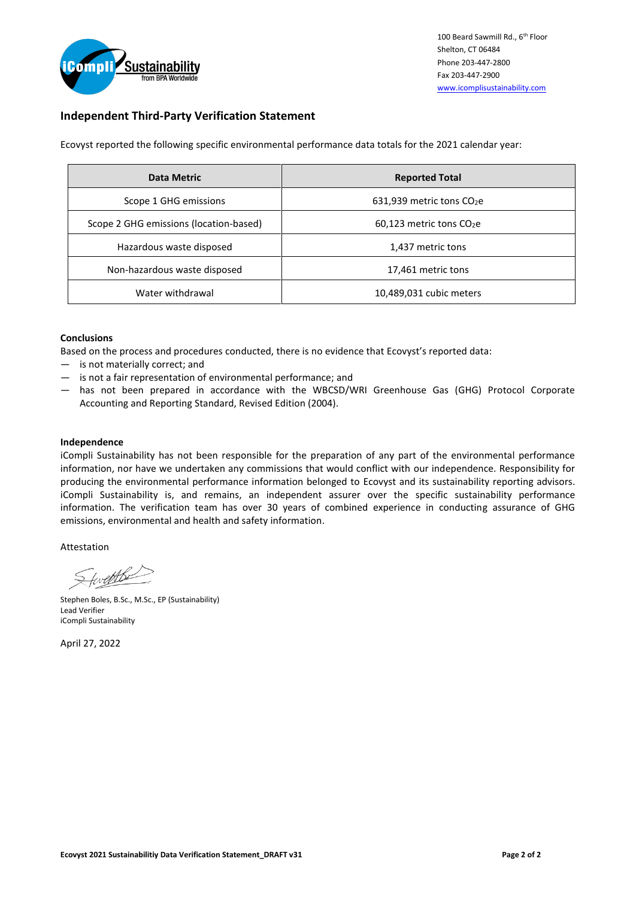100 Beard Sawmill Rd., 6th Floor
Shelton, CT 06484
Phone 203-447-2800
Fax 203-447-2900
www.icomplisustainability.com

## Independent Third-Party Verification Statement

Ecovyst reported the following specific environmental performance data totals for the 2021 calendar year:

| Data Metric | Reported Total |
|---|---|
| Scope 1 GHG emissions | 631,939 metric tons $CO_2e$ |
| Scope 2 GHG emissions (location-based) | 60,123 metric tons $CO_2e$ |
| Hazardous waste disposed | 1,437 metric tons |
| Non-hazardous waste disposed | 17,461 metric tons |
| Water withdrawal | 10,489,031 cubic meters |

**Conclusions**

Based on the process and procedures conducted, there is no evidence that Ecovyst's reported data:

- is not materially correct; and
- is not a fair representation of environmental performance; and
- has not been prepared in accordance with the WBCSD/WRI Greenhouse Gas (GHG) Protocol Corporate Accounting and Reporting Standard, Revised Edition (2004).

**Independence**

iCompli Sustainability has not been responsible for the preparation of any part of the environmental performance information, nor have we undertaken any commissions that would conflict with our independence. Responsibility for producing the environmental performance information belonged to Ecovyst and its sustainability reporting advisors. iCompli Sustainability is, and remains, an independent assurer over the specific sustainability performance information. The verification team has over 30 years of combined experience in conducting assurance of GHG emissions, environmental and health and safety information.

Attestation

Stephen Boles, B.Sc., M.Sc., EP (Sustainability)
Lead Verifier
iCompli Sustainability

April 27, 2022

Ecovyst 2021 Sustainabilitiy Data Verification Statement_DRAFT v31